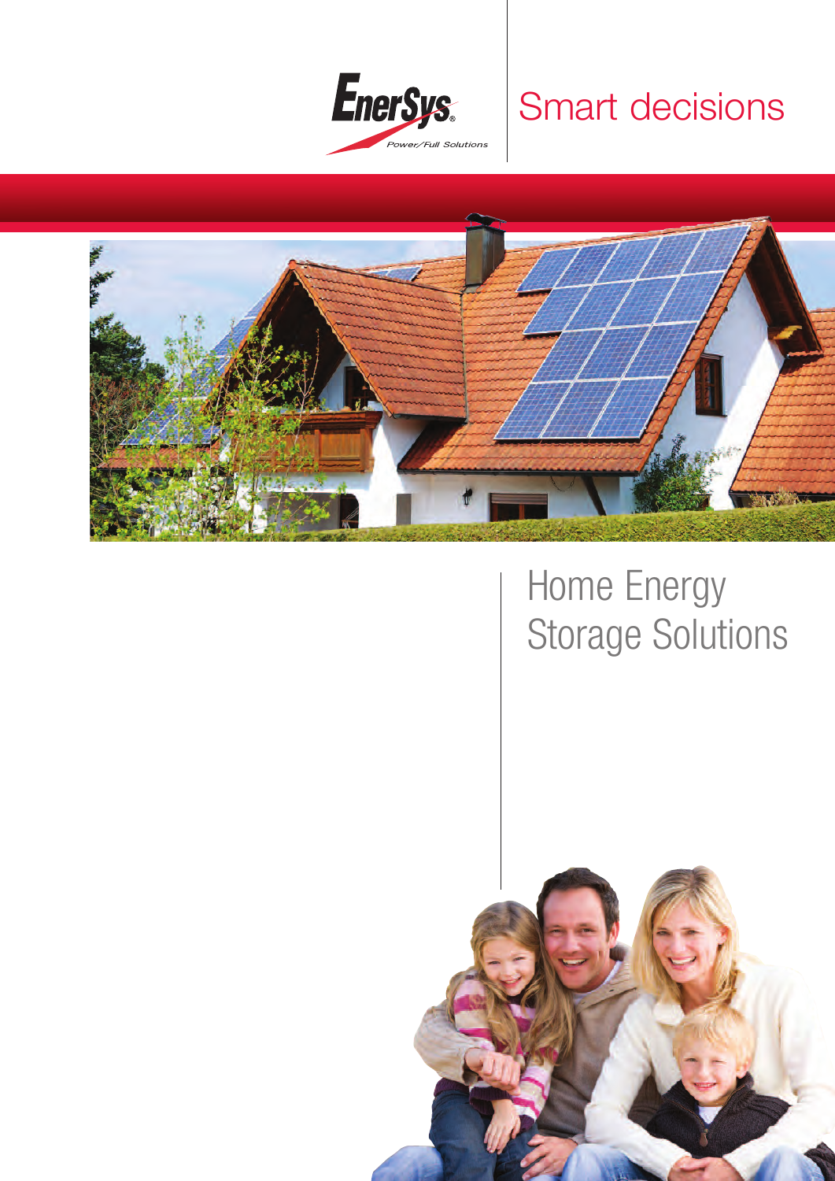EnerSys®

Power/Full Solutions

Smart decisions

# Home Energy Storage Solutions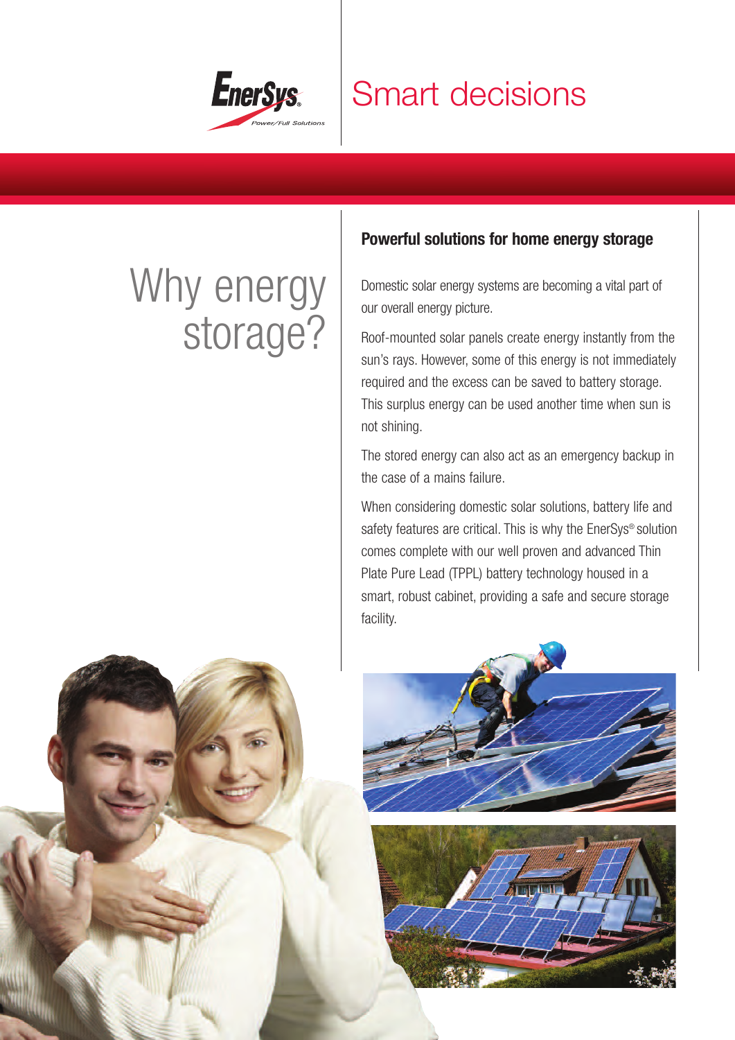Smart decisions

# Why energy storage?

## Powerful solutions for home energy storage

Domestic solar energy systems are becoming a vital part of our overall energy picture.

Roof-mounted solar panels create energy instantly from the sun's rays. However, some of this energy is not immediately required and the excess can be saved to battery storage. This surplus energy can be used another time when sun is not shining.

The stored energy can also act as an emergency backup in the case of a mains failure.

When considering domestic solar solutions, battery life and safety features are critical. This is why the EnerSys® solution comes complete with our well proven and advanced Thin Plate Pure Lead (TPPL) battery technology housed in a smart, robust cabinet, providing a safe and secure storage facility.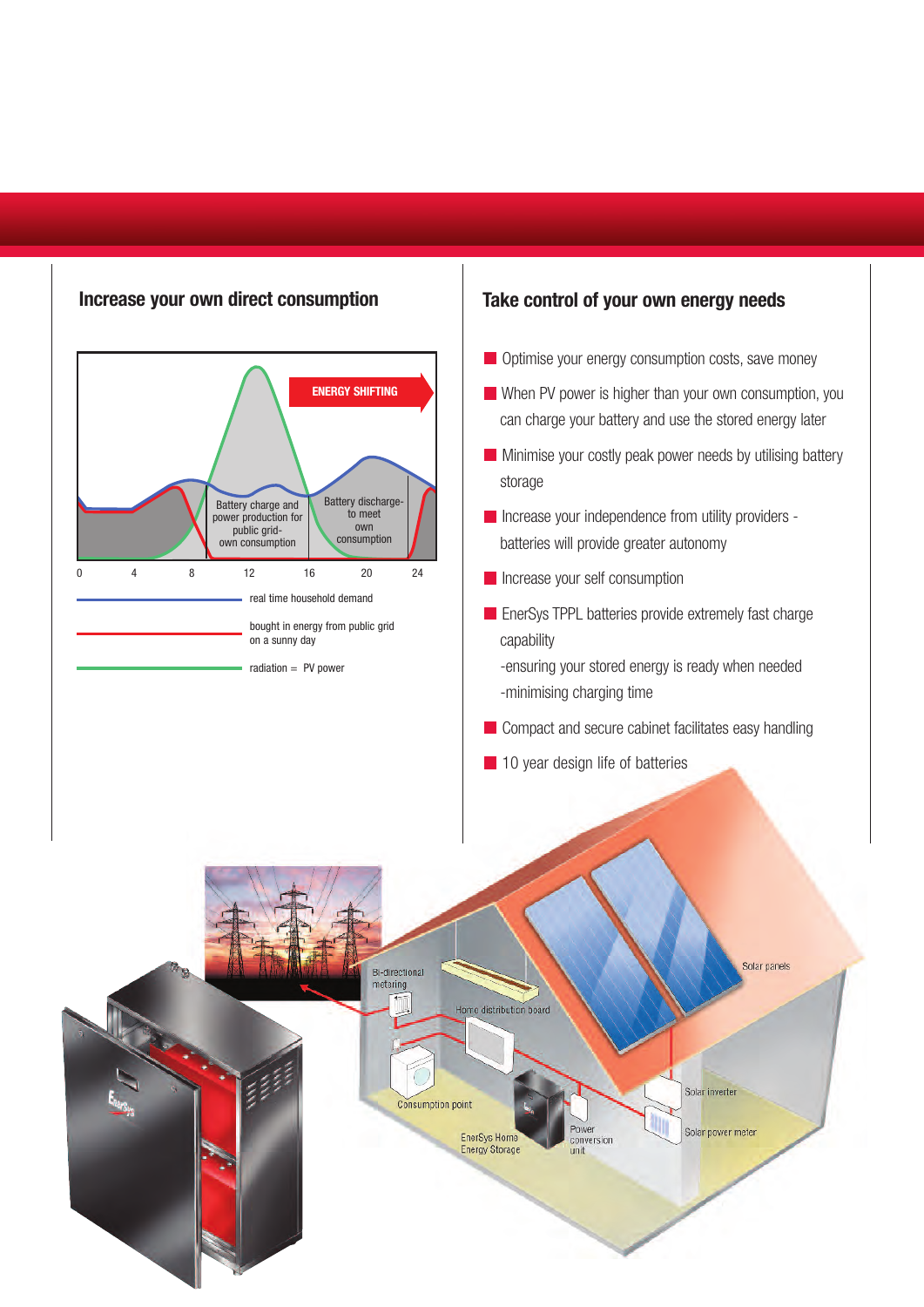## Increase your own direct consumption

ENERGY SHIFTING

Battery charge and power production for public grid- own consumption

Battery discharge- to meet own consumption

0 4 8 12 16 20 24

real time household demand

bought in energy from public grid on a sunny day

radiation = PV power

## Take control of your own energy needs

- Optimise your energy consumption costs, save money
- When PV power is higher than your own consumption, you can charge your battery and use the stored energy later
- Minimise your costly peak power needs by utilising battery storage
- Increase your independence from utility providers - batteries will provide greater autonomy
- Increase your self consumption
- EnerSys TPPL batteries provide extremely fast charge capability
  -ensuring your stored energy is ready when needed
  -minimising charging time
- Compact and secure cabinet facilitates easy handling
- 10 year design life of batteries

Bi-directional metering

Home distribution board

Solar panels

Consumption point

Solar inverter

EnerSys Home Energy Storage

Power conversion unit

Solar power meter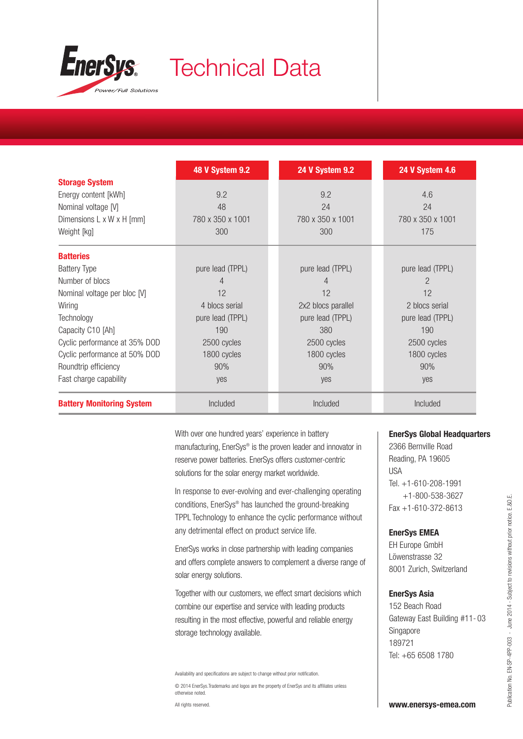EnerSys®
Power/Full Solutions

# Technical Data

| | 48 V System 9.2 | 24 V System 9.2 | 24 V System 4.6 |
|---|---|---|---|
| **Storage System** | | | |
| Energy content [kWh] | 9.2 | 9.2 | 4.6 |
| Nominal voltage [V] | 48 | 24 | 24 |
| Dimensions L x W x H [mm] | 780 x 350 x 1001 | 780 x 350 x 1001 | 780 x 350 x 1001 |
| Weight [kg] | 300 | 300 | 175 |
| **Batteries** | | | |
| Battery Type | pure lead (TPPL) | pure lead (TPPL) | pure lead (TPPL) |
| Number of blocs | 4 | 4 | 2 |
| Nominal voltage per bloc [V] | 12 | 12 | 12 |
| Wiring | 4 blocs serial | 2x2 blocs parallel | 2 blocs serial |
| Technology | pure lead (TPPL) | pure lead (TPPL) | pure lead (TPPL) |
| Capacity C10 [Ah] | 190 | 380 | 190 |
| Cyclic performance at 35% DOD | 2500 cycles | 2500 cycles | 2500 cycles |
| Cyclic performance at 50% DOD | 1800 cycles | 1800 cycles | 1800 cycles |
| Roundtrip efficiency | 90% | 90% | 90% |
| Fast charge capability | yes | yes | yes |
| **Battery Monitoring System** | Included | Included | Included |

With over one hundred years' experience in battery manufacturing, EnerSys® is the proven leader and innovator in reserve power batteries. EnerSys offers customer-centric solutions for the solar energy market worldwide.

In response to ever-evolving and ever-challenging operating conditions, EnerSys® has launched the ground-breaking TPPL Technology to enhance the cyclic performance without any detrimental effect on product service life.

EnerSys works in close partnership with leading companies and offers complete answers to complement a diverse range of solar energy solutions.

Together with our customers, we effect smart decisions which combine our expertise and service with leading products resulting in the most effective, powerful and reliable energy storage technology available.

Availability and specifications are subject to change without prior notification.

© 2014 EnerSys.Trademarks and logos are the property of EnerSys and its affiliates unless otherwise noted.

All rights reserved.

**EnerSys Global Headquarters**
2366 Bernville Road
Reading, PA 19605
USA
Tel. +1-610-208-1991
+1-800-538-3627
Fax +1-610-372-8613

**EnerSys EMEA**
EH Europe GmbH
Löwenstrasse 32
8001 Zurich, Switzerland

**EnerSys Asia**
152 Beach Road
Gateway East Building #11-03
Singapore
189721
Tel: +65 6508 1780

**www.enersys-emea.com**

Publication No. EN-SP-4PP-003 - June 2014 - Subject to revisions without prior notice. E.&O.E.